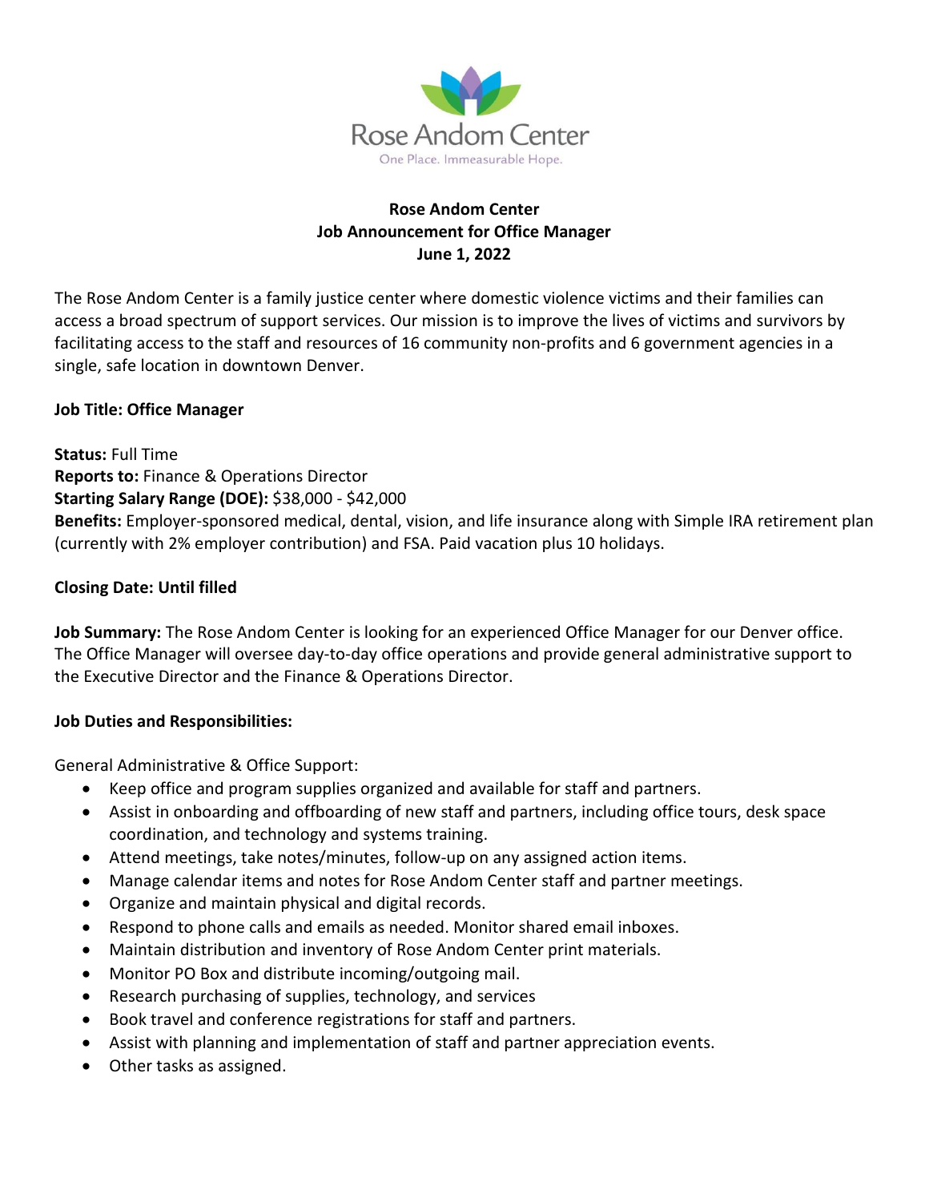Rose Andom Center

One Place. Immeasurable Hope.

**Rose Andom Center**
**Job Announcement for Office Manager**
**June 1, 2022**

The Rose Andom Center is a family justice center where domestic violence victims and their families can access a broad spectrum of support services. Our mission is to improve the lives of victims and survivors by facilitating access to the staff and resources of 16 community non-profits and 6 government agencies in a single, safe location in downtown Denver.

**Job Title: Office Manager**

**Status:** Full Time
**Reports to:** Finance & Operations Director
**Starting Salary Range (DOE):** $38,000 - $42,000
**Benefits:** Employer-sponsored medical, dental, vision, and life insurance along with Simple IRA retirement plan (currently with 2% employer contribution) and FSA. Paid vacation plus 10 holidays.

**Closing Date: Until filled**

**Job Summary:** The Rose Andom Center is looking for an experienced Office Manager for our Denver office. The Office Manager will oversee day-to-day office operations and provide general administrative support to the Executive Director and the Finance & Operations Director.

**Job Duties and Responsibilities:**

General Administrative & Office Support:

- Keep office and program supplies organized and available for staff and partners.
- Assist in onboarding and offboarding of new staff and partners, including office tours, desk space coordination, and technology and systems training.
- Attend meetings, take notes/minutes, follow-up on any assigned action items.
- Manage calendar items and notes for Rose Andom Center staff and partner meetings.
- Organize and maintain physical and digital records.
- Respond to phone calls and emails as needed. Monitor shared email inboxes.
- Maintain distribution and inventory of Rose Andom Center print materials.
- Monitor PO Box and distribute incoming/outgoing mail.
- Research purchasing of supplies, technology, and services
- Book travel and conference registrations for staff and partners.
- Assist with planning and implementation of staff and partner appreciation events.
- Other tasks as assigned.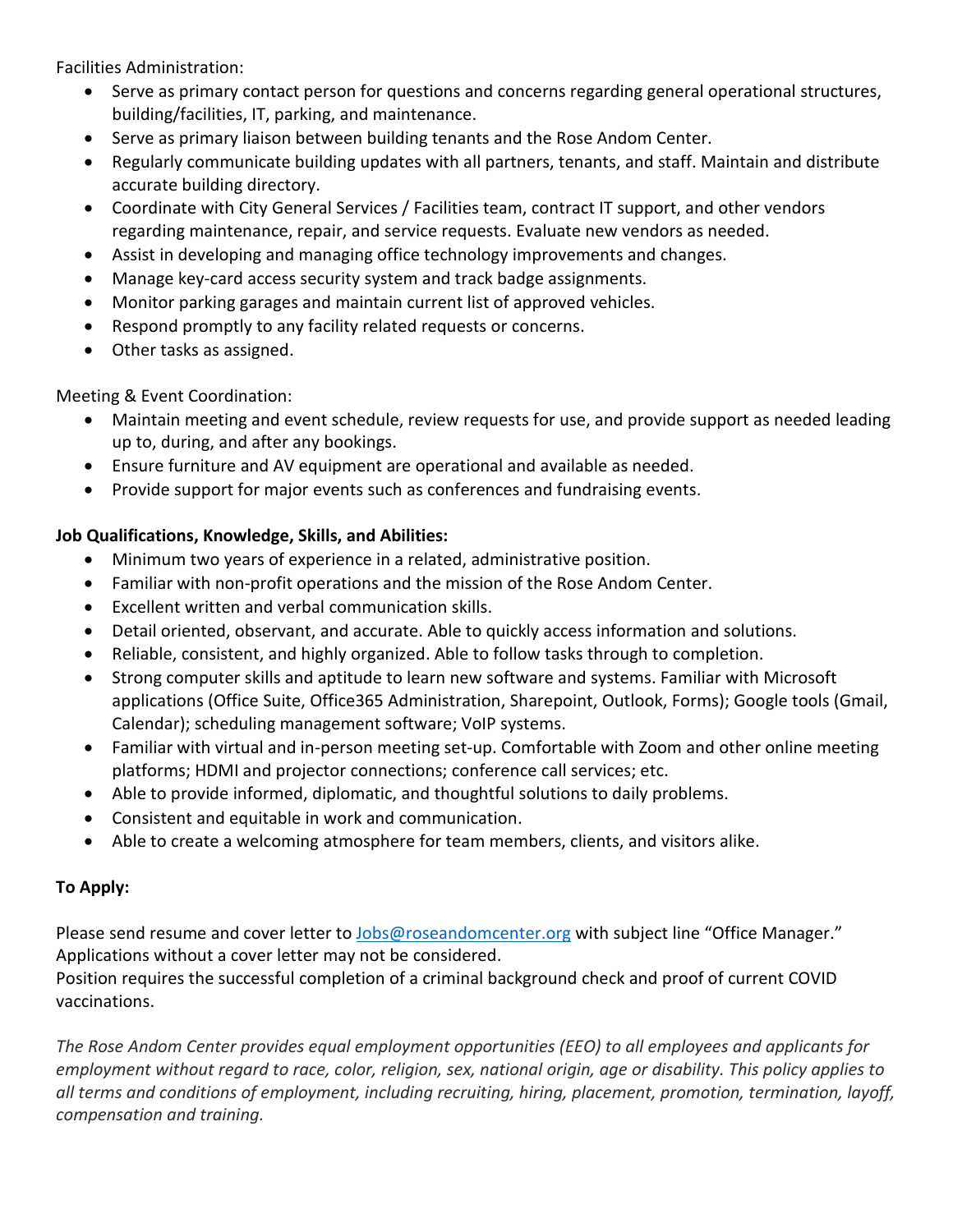Facilities Administration:

- Serve as primary contact person for questions and concerns regarding general operational structures, building/facilities, IT, parking, and maintenance.
- Serve as primary liaison between building tenants and the Rose Andom Center.
- Regularly communicate building updates with all partners, tenants, and staff. Maintain and distribute accurate building directory.
- Coordinate with City General Services / Facilities team, contract IT support, and other vendors regarding maintenance, repair, and service requests. Evaluate new vendors as needed.
- Assist in developing and managing office technology improvements and changes.
- Manage key-card access security system and track badge assignments.
- Monitor parking garages and maintain current list of approved vehicles.
- Respond promptly to any facility related requests or concerns.
- Other tasks as assigned.

Meeting & Event Coordination:

- Maintain meeting and event schedule, review requests for use, and provide support as needed leading up to, during, and after any bookings.
- Ensure furniture and AV equipment are operational and available as needed.
- Provide support for major events such as conferences and fundraising events.

**Job Qualifications, Knowledge, Skills, and Abilities:**

- Minimum two years of experience in a related, administrative position.
- Familiar with non-profit operations and the mission of the Rose Andom Center.
- Excellent written and verbal communication skills.
- Detail oriented, observant, and accurate. Able to quickly access information and solutions.
- Reliable, consistent, and highly organized. Able to follow tasks through to completion.
- Strong computer skills and aptitude to learn new software and systems. Familiar with Microsoft applications (Office Suite, Office365 Administration, Sharepoint, Outlook, Forms); Google tools (Gmail, Calendar); scheduling management software; VoIP systems.
- Familiar with virtual and in-person meeting set-up. Comfortable with Zoom and other online meeting platforms; HDMI and projector connections; conference call services; etc.
- Able to provide informed, diplomatic, and thoughtful solutions to daily problems.
- Consistent and equitable in work and communication.
- Able to create a welcoming atmosphere for team members, clients, and visitors alike.

**To Apply:**

Please send resume and cover letter to [Jobs@roseandomcenter.org](mailto:Jobs@roseandomcenter.org) with subject line "Office Manager." Applications without a cover letter may not be considered.
Position requires the successful completion of a criminal background check and proof of current COVID vaccinations.

*The Rose Andom Center provides equal employment opportunities (EEO) to all employees and applicants for employment without regard to race, color, religion, sex, national origin, age or disability. This policy applies to all terms and conditions of employment, including recruiting, hiring, placement, promotion, termination, layoff, compensation and training.*